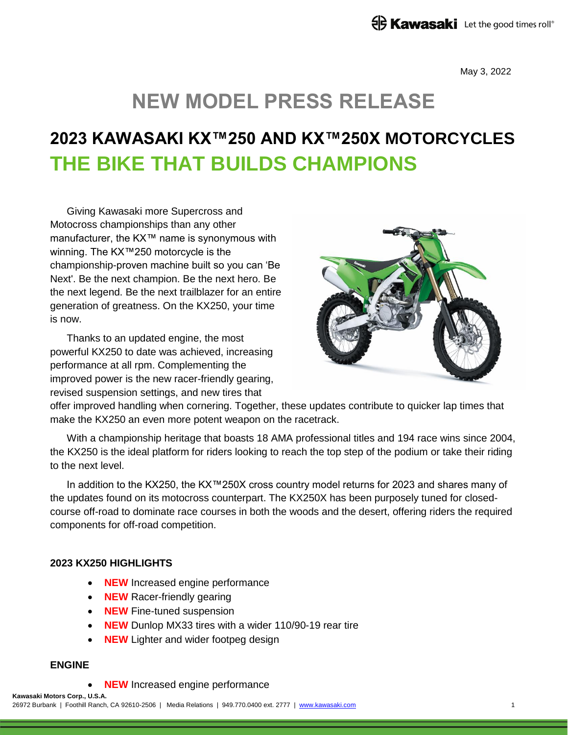May 3, 2022

# NEW MODEL PRESS RELEASE

## 2023 KAWASAKI KX™250 AND KX™250X MOTORCYCLES

## THE BIKE THAT BUILDS CHAMPIONS

Giving Kawasaki more Supercross and Motocross championships than any other manufacturer, the KX™ name is synonymous with winning. The KX™250 motorcycle is the championship-proven machine built so you can 'Be Next'. Be the next champion. Be the next hero. Be the next legend. Be the next trailblazer for an entire generation of greatness. On the KX250, your time is now.

Thanks to an updated engine, the most powerful KX250 to date was achieved, increasing performance at all rpm. Complementing the improved power is the new racer-friendly gearing, revised suspension settings, and new tires that offer improved handling when cornering. Together, these updates contribute to quicker lap times that make the KX250 an even more potent weapon on the racetrack.

With a championship heritage that boasts 18 AMA professional titles and 194 race wins since 2004, the KX250 is the ideal platform for riders looking to reach the top step of the podium or take their riding to the next level.

In addition to the KX250, the KX™250X cross country model returns for 2023 and shares many of the updates found on its motocross counterpart. The KX250X has been purposely tuned for closed-course off-road to dominate race courses in both the woods and the desert, offering riders the required components for off-road competition.

### 2023 KX250 HIGHLIGHTS

- **NEW** Increased engine performance
- **NEW** Racer-friendly gearing
- **NEW** Fine-tuned suspension
- **NEW** Dunlop MX33 tires with a wider 110/90-19 rear tire
- **NEW** Lighter and wider footpeg design

### ENGINE

- **NEW** Increased engine performance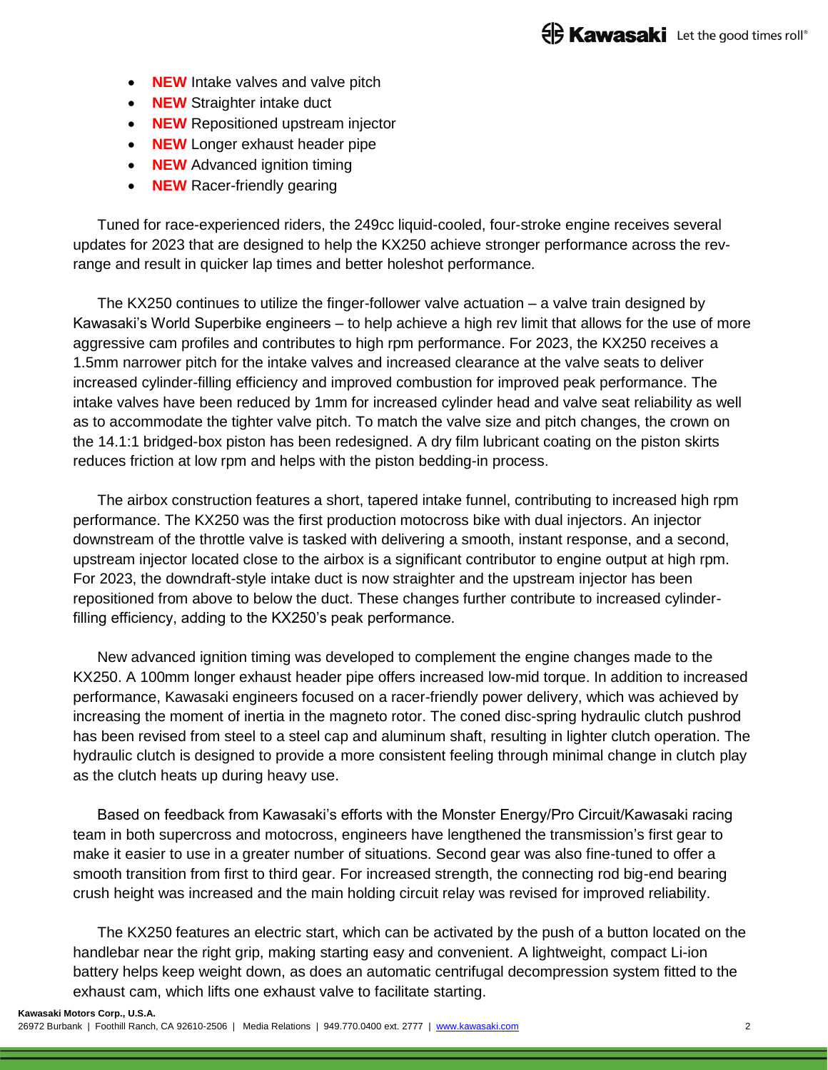- **NEW** Intake valves and valve pitch
- **NEW** Straighter intake duct
- **NEW** Repositioned upstream injector
- **NEW** Longer exhaust header pipe
- **NEW** Advanced ignition timing
- **NEW** Racer-friendly gearing

Tuned for race-experienced riders, the 249cc liquid-cooled, four-stroke engine receives several updates for 2023 that are designed to help the KX250 achieve stronger performance across the rev-range and result in quicker lap times and better holeshot performance.

The KX250 continues to utilize the finger-follower valve actuation – a valve train designed by Kawasaki's World Superbike engineers – to help achieve a high rev limit that allows for the use of more aggressive cam profiles and contributes to high rpm performance. For 2023, the KX250 receives a 1.5mm narrower pitch for the intake valves and increased clearance at the valve seats to deliver increased cylinder-filling efficiency and improved combustion for improved peak performance. The intake valves have been reduced by 1mm for increased cylinder head and valve seat reliability as well as to accommodate the tighter valve pitch. To match the valve size and pitch changes, the crown on the 14.1:1 bridged-box piston has been redesigned. A dry film lubricant coating on the piston skirts reduces friction at low rpm and helps with the piston bedding-in process.

The airbox construction features a short, tapered intake funnel, contributing to increased high rpm performance. The KX250 was the first production motocross bike with dual injectors. An injector downstream of the throttle valve is tasked with delivering a smooth, instant response, and a second, upstream injector located close to the airbox is a significant contributor to engine output at high rpm. For 2023, the downdraft-style intake duct is now straighter and the upstream injector has been repositioned from above to below the duct. These changes further contribute to increased cylinder-filling efficiency, adding to the KX250's peak performance.

New advanced ignition timing was developed to complement the engine changes made to the KX250. A 100mm longer exhaust header pipe offers increased low-mid torque. In addition to increased performance, Kawasaki engineers focused on a racer-friendly power delivery, which was achieved by increasing the moment of inertia in the magneto rotor. The coned disc-spring hydraulic clutch pushrod has been revised from steel to a steel cap and aluminum shaft, resulting in lighter clutch operation. The hydraulic clutch is designed to provide a more consistent feeling through minimal change in clutch play as the clutch heats up during heavy use.

Based on feedback from Kawasaki's efforts with the Monster Energy/Pro Circuit/Kawasaki racing team in both supercross and motocross, engineers have lengthened the transmission's first gear to make it easier to use in a greater number of situations. Second gear was also fine-tuned to offer a smooth transition from first to third gear. For increased strength, the connecting rod big-end bearing crush height was increased and the main holding circuit relay was revised for improved reliability.

The KX250 features an electric start, which can be activated by the push of a button located on the handlebar near the right grip, making starting easy and convenient. A lightweight, compact Li-ion battery helps keep weight down, as does an automatic centrifugal decompression system fitted to the exhaust cam, which lifts one exhaust valve to facilitate starting.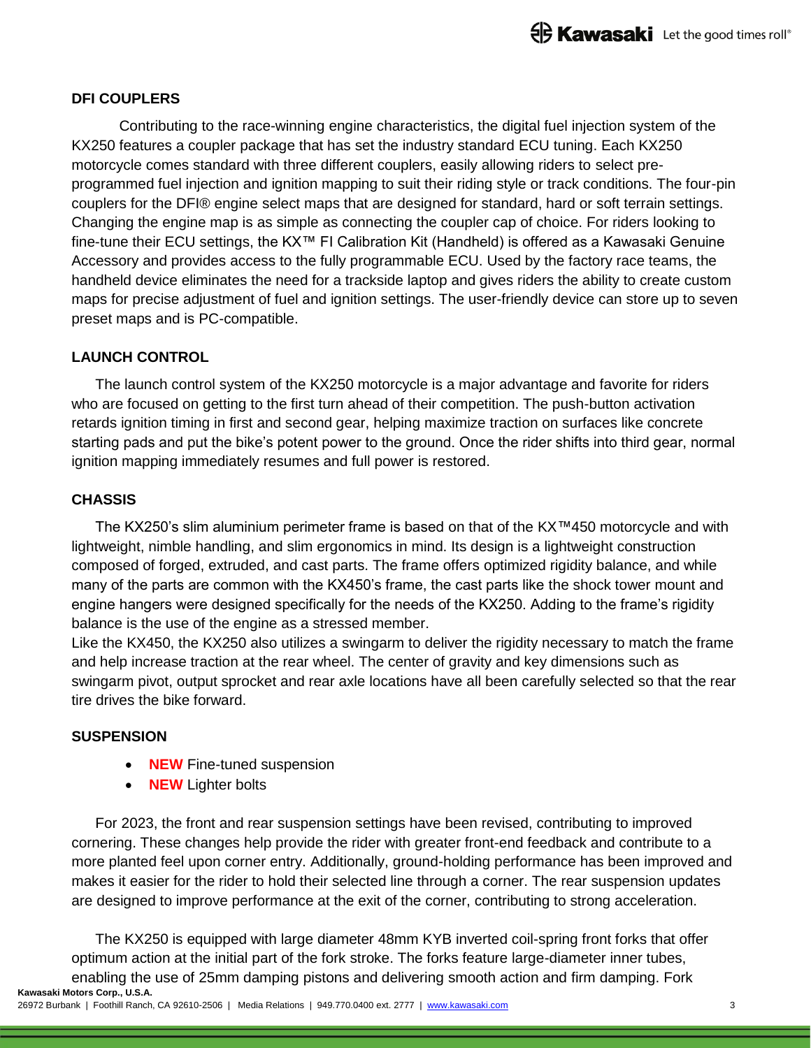## DFI COUPLERS

Contributing to the race-winning engine characteristics, the digital fuel injection system of the KX250 features a coupler package that has set the industry standard ECU tuning. Each KX250 motorcycle comes standard with three different couplers, easily allowing riders to select pre-programmed fuel injection and ignition mapping to suit their riding style or track conditions. The four-pin couplers for the DFI® engine select maps that are designed for standard, hard or soft terrain settings. Changing the engine map is as simple as connecting the coupler cap of choice. For riders looking to fine-tune their ECU settings, the KX™ FI Calibration Kit (Handheld) is offered as a Kawasaki Genuine Accessory and provides access to the fully programmable ECU. Used by the factory race teams, the handheld device eliminates the need for a trackside laptop and gives riders the ability to create custom maps for precise adjustment of fuel and ignition settings. The user-friendly device can store up to seven preset maps and is PC-compatible.

## LAUNCH CONTROL

The launch control system of the KX250 motorcycle is a major advantage and favorite for riders who are focused on getting to the first turn ahead of their competition. The push-button activation retards ignition timing in first and second gear, helping maximize traction on surfaces like concrete starting pads and put the bike's potent power to the ground. Once the rider shifts into third gear, normal ignition mapping immediately resumes and full power is restored.

## CHASSIS

The KX250's slim aluminium perimeter frame is based on that of the KX™450 motorcycle and with lightweight, nimble handling, and slim ergonomics in mind. Its design is a lightweight construction composed of forged, extruded, and cast parts. The frame offers optimized rigidity balance, and while many of the parts are common with the KX450's frame, the cast parts like the shock tower mount and engine hangers were designed specifically for the needs of the KX250. Adding to the frame's rigidity balance is the use of the engine as a stressed member.

Like the KX450, the KX250 also utilizes a swingarm to deliver the rigidity necessary to match the frame and help increase traction at the rear wheel. The center of gravity and key dimensions such as swingarm pivot, output sprocket and rear axle locations have all been carefully selected so that the rear tire drives the bike forward.

## SUSPENSION

- **NEW** Fine-tuned suspension
- **NEW** Lighter bolts

For 2023, the front and rear suspension settings have been revised, contributing to improved cornering. These changes help provide the rider with greater front-end feedback and contribute to a more planted feel upon corner entry. Additionally, ground-holding performance has been improved and makes it easier for the rider to hold their selected line through a corner. The rear suspension updates are designed to improve performance at the exit of the corner, contributing to strong acceleration.

The KX250 is equipped with large diameter 48mm KYB inverted coil-spring front forks that offer optimum action at the initial part of the fork stroke. The forks feature large-diameter inner tubes, enabling the use of 25mm damping pistons and delivering smooth action and firm damping. Fork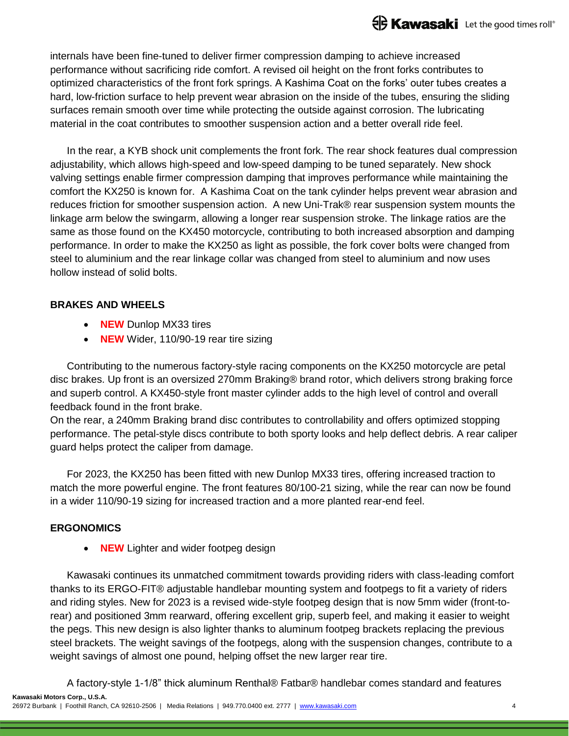internals have been fine-tuned to deliver firmer compression damping to achieve increased performance without sacrificing ride comfort. A revised oil height on the front forks contributes to optimized characteristics of the front fork springs. A Kashima Coat on the forks' outer tubes creates a hard, low-friction surface to help prevent wear abrasion on the inside of the tubes, ensuring the sliding surfaces remain smooth over time while protecting the outside against corrosion. The lubricating material in the coat contributes to smoother suspension action and a better overall ride feel.

In the rear, a KYB shock unit complements the front fork. The rear shock features dual compression adjustability, which allows high-speed and low-speed damping to be tuned separately. New shock valving settings enable firmer compression damping that improves performance while maintaining the comfort the KX250 is known for. A Kashima Coat on the tank cylinder helps prevent wear abrasion and reduces friction for smoother suspension action. A new Uni-Trak® rear suspension system mounts the linkage arm below the swingarm, allowing a longer rear suspension stroke. The linkage ratios are the same as those found on the KX450 motorcycle, contributing to both increased absorption and damping performance. In order to make the KX250 as light as possible, the fork cover bolts were changed from steel to aluminium and the rear linkage collar was changed from steel to aluminium and now uses hollow instead of solid bolts.

**BRAKES AND WHEELS**

- **NEW** Dunlop MX33 tires
- **NEW** Wider, 110/90-19 rear tire sizing

Contributing to the numerous factory-style racing components on the KX250 motorcycle are petal disc brakes. Up front is an oversized 270mm Braking® brand rotor, which delivers strong braking force and superb control. A KX450-style front master cylinder adds to the high level of control and overall feedback found in the front brake.
On the rear, a 240mm Braking brand disc contributes to controllability and offers optimized stopping performance. The petal-style discs contribute to both sporty looks and help deflect debris. A rear caliper guard helps protect the caliper from damage.

For 2023, the KX250 has been fitted with new Dunlop MX33 tires, offering increased traction to match the more powerful engine. The front features 80/100-21 sizing, while the rear can now be found in a wider 110/90-19 sizing for increased traction and a more planted rear-end feel.

**ERGONOMICS**

- **NEW** Lighter and wider footpeg design

Kawasaki continues its unmatched commitment towards providing riders with class-leading comfort thanks to its ERGO-FIT® adjustable handlebar mounting system and footpegs to fit a variety of riders and riding styles. New for 2023 is a revised wide-style footpeg design that is now 5mm wider (front-to-rear) and positioned 3mm rearward, offering excellent grip, superb feel, and making it easier to weight the pegs. This new design is also lighter thanks to aluminum footpeg brackets replacing the previous steel brackets. The weight savings of the footpegs, along with the suspension changes, contribute to a weight savings of almost one pound, helping offset the new larger rear tire.

A factory-style 1-1/8" thick aluminum Renthal® Fatbar® handlebar comes standard and features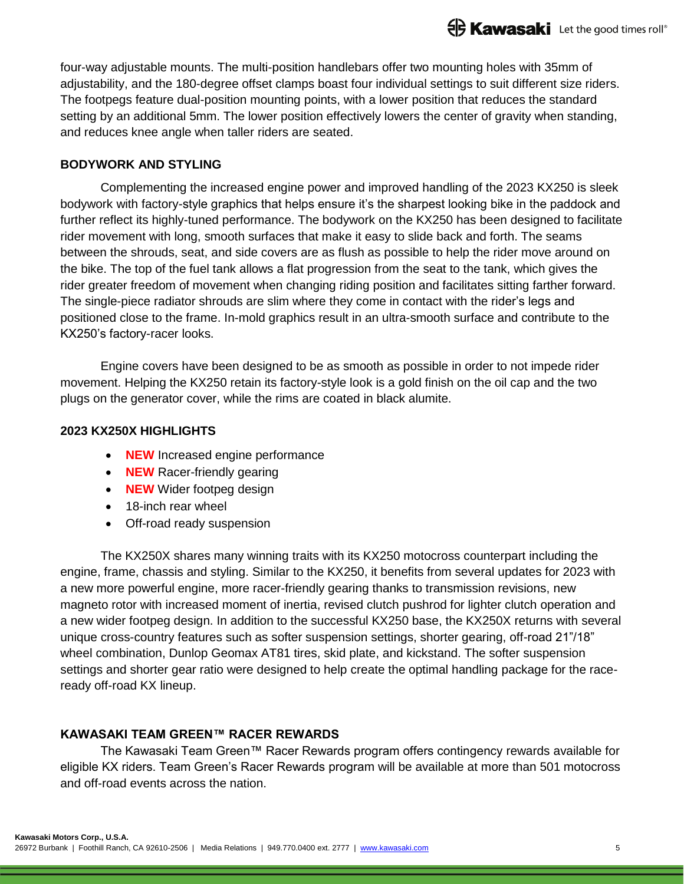four-way adjustable mounts. The multi-position handlebars offer two mounting holes with 35mm of adjustability, and the 180-degree offset clamps boast four individual settings to suit different size riders. The footpegs feature dual-position mounting points, with a lower position that reduces the standard setting by an additional 5mm. The lower position effectively lowers the center of gravity when standing, and reduces knee angle when taller riders are seated.

**BODYWORK AND STYLING**

Complementing the increased engine power and improved handling of the 2023 KX250 is sleek bodywork with factory-style graphics that helps ensure it's the sharpest looking bike in the paddock and further reflect its highly-tuned performance. The bodywork on the KX250 has been designed to facilitate rider movement with long, smooth surfaces that make it easy to slide back and forth. The seams between the shrouds, seat, and side covers are as flush as possible to help the rider move around on the bike. The top of the fuel tank allows a flat progression from the seat to the tank, which gives the rider greater freedom of movement when changing riding position and facilitates sitting farther forward. The single-piece radiator shrouds are slim where they come in contact with the rider's legs and positioned close to the frame. In-mold graphics result in an ultra-smooth surface and contribute to the KX250's factory-racer looks.

Engine covers have been designed to be as smooth as possible in order to not impede rider movement. Helping the KX250 retain its factory-style look is a gold finish on the oil cap and the two plugs on the generator cover, while the rims are coated in black alumite.

**2023 KX250X HIGHLIGHTS**

- **NEW** Increased engine performance
- **NEW** Racer-friendly gearing
- **NEW** Wider footpeg design
- 18-inch rear wheel
- Off-road ready suspension

The KX250X shares many winning traits with its KX250 motocross counterpart including the engine, frame, chassis and styling. Similar to the KX250, it benefits from several updates for 2023 with a new more powerful engine, more racer-friendly gearing thanks to transmission revisions, new magneto rotor with increased moment of inertia, revised clutch pushrod for lighter clutch operation and a new wider footpeg design. In addition to the successful KX250 base, the KX250X returns with several unique cross-country features such as softer suspension settings, shorter gearing, off-road 21"/18" wheel combination, Dunlop Geomax AT81 tires, skid plate, and kickstand. The softer suspension settings and shorter gear ratio were designed to help create the optimal handling package for the race-ready off-road KX lineup.

**KAWASAKI TEAM GREEN™ RACER REWARDS**

The Kawasaki Team Green™ Racer Rewards program offers contingency rewards available for eligible KX riders. Team Green's Racer Rewards program will be available at more than 501 motocross and off-road events across the nation.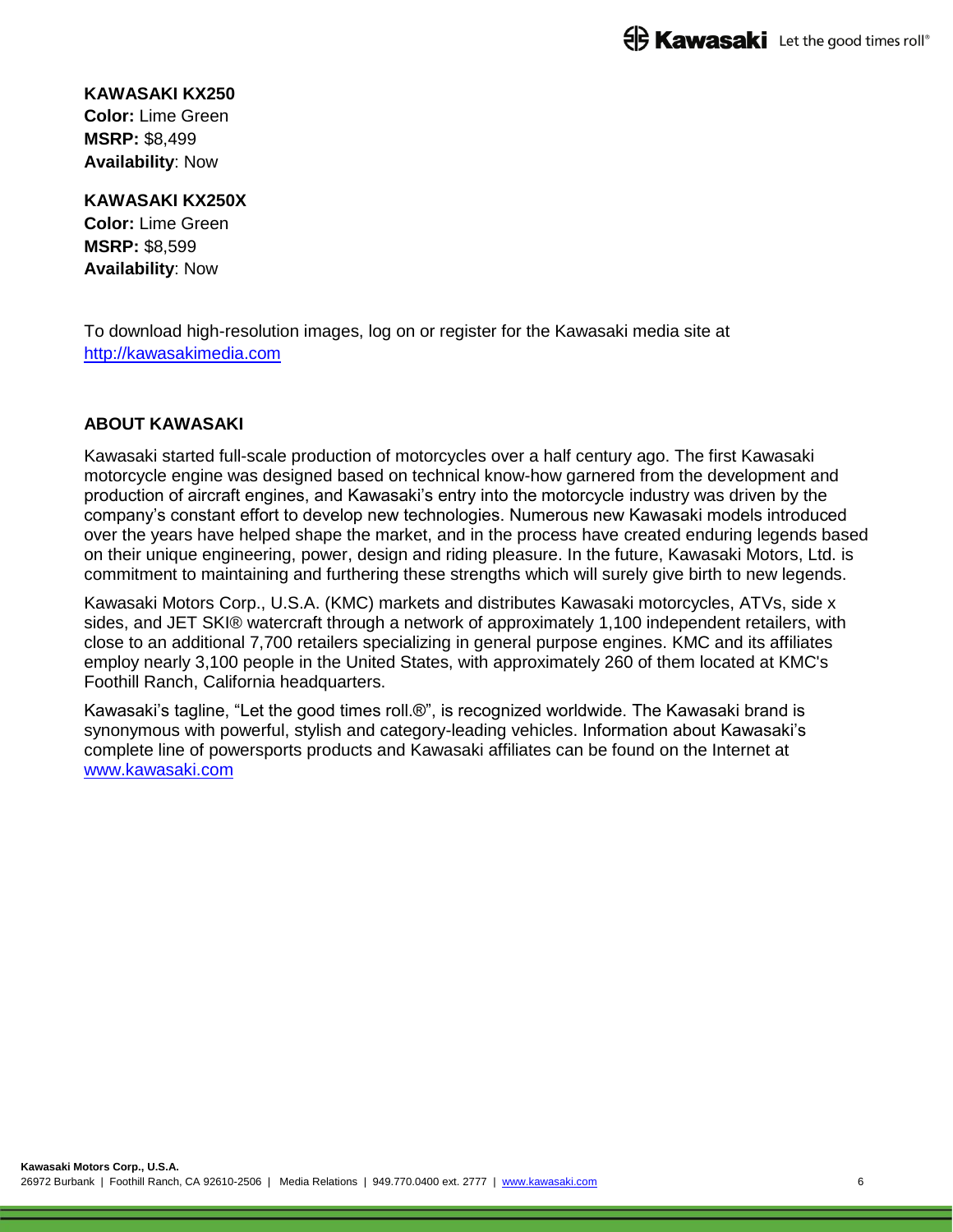**KAWASAKI KX250**
**Color:** Lime Green
**MSRP:** $8,499
**Availability**: Now

**KAWASAKI KX250X**
**Color:** Lime Green
**MSRP:** $8,599
**Availability**: Now

To download high-resolution images, log on or register for the Kawasaki media site at http://kawasakimedia.com

## ABOUT KAWASAKI

Kawasaki started full-scale production of motorcycles over a half century ago. The first Kawasaki motorcycle engine was designed based on technical know-how garnered from the development and production of aircraft engines, and Kawasaki's entry into the motorcycle industry was driven by the company's constant effort to develop new technologies. Numerous new Kawasaki models introduced over the years have helped shape the market, and in the process have created enduring legends based on their unique engineering, power, design and riding pleasure. In the future, Kawasaki Motors, Ltd. is commitment to maintaining and furthering these strengths which will surely give birth to new legends.

Kawasaki Motors Corp., U.S.A. (KMC) markets and distributes Kawasaki motorcycles, ATVs, side x sides, and JET SKI® watercraft through a network of approximately 1,100 independent retailers, with close to an additional 7,700 retailers specializing in general purpose engines. KMC and its affiliates employ nearly 3,100 people in the United States, with approximately 260 of them located at KMC's Foothill Ranch, California headquarters.

Kawasaki's tagline, "Let the good times roll.®", is recognized worldwide. The Kawasaki brand is synonymous with powerful, stylish and category-leading vehicles. Information about Kawasaki's complete line of powersports products and Kawasaki affiliates can be found on the Internet at www.kawasaki.com